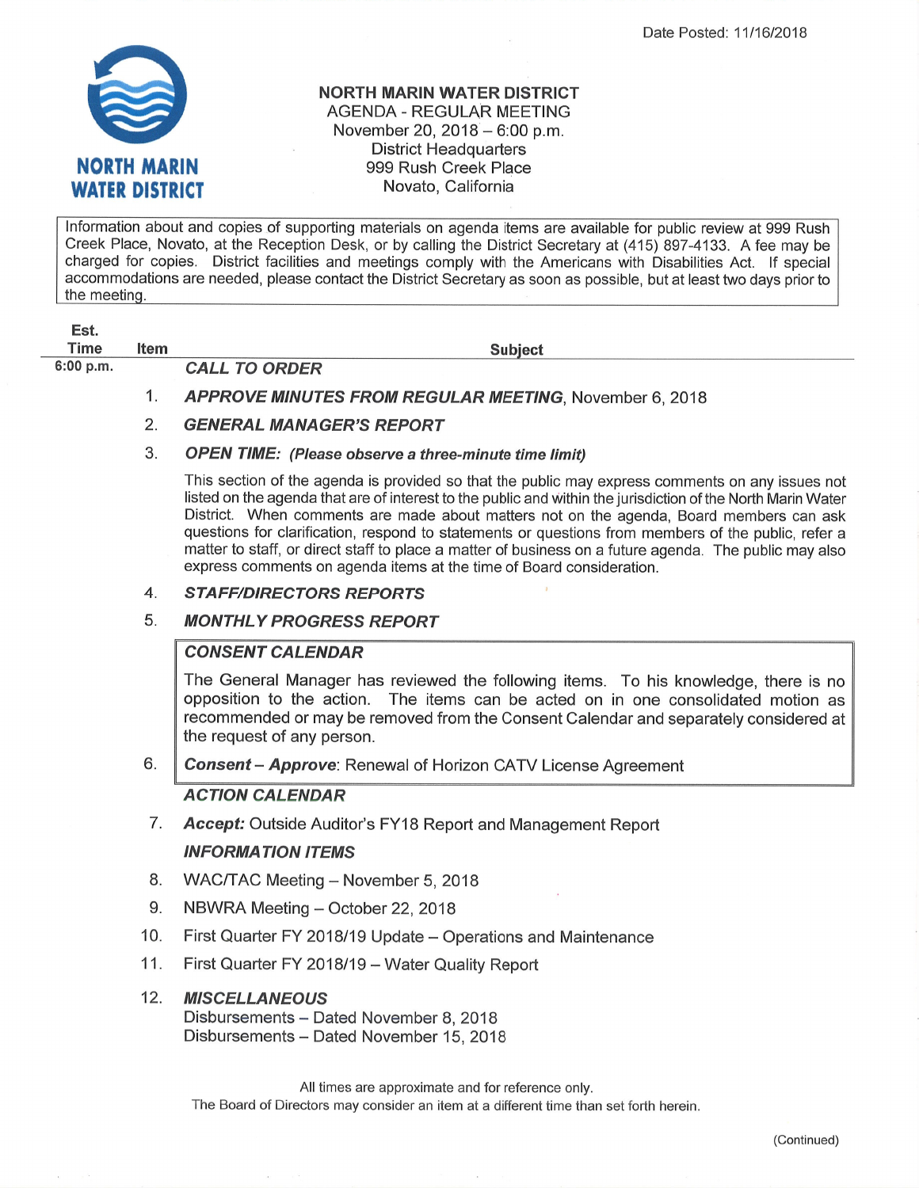Date Posted: 11/16/2018

NORTH MARIN WATER DISTRICT

# NORTH MARIN WATER DISTRICT

AGENDA - REGULAR MEETING
November 20, 2018 – 6:00 p.m.
District Headquarters
999 Rush Creek Place
Novato, California

Information about and copies of supporting materials on agenda items are available for public review at 999 Rush Creek Place, Novato, at the Reception Desk, or by calling the District Secretary at (415) 897-4133. A fee may be charged for copies. District facilities and meetings comply with the Americans with Disabilities Act. If special accommodations are needed, please contact the District Secretary as soon as possible, but at least two days prior to the meeting.

| Est. Time | Item | Subject |
|---|---|---|
| 6:00 p.m. | | ***CALL TO ORDER*** |
| | 1. | ***APPROVE MINUTES FROM REGULAR MEETING***, November 6, 2018 |
| | 2. | ***GENERAL MANAGER'S REPORT*** |
| | 3. | ***OPEN TIME: (Please observe a three-minute time limit)*** |

This section of the agenda is provided so that the public may express comments on any issues not listed on the agenda that are of interest to the public and within the jurisdiction of the North Marin Water District. When comments are made about matters not on the agenda, Board members can ask questions for clarification, respond to statements or questions from members of the public, refer a matter to staff, or direct staff to place a matter of business on a future agenda. The public may also express comments on agenda items at the time of Board consideration.

4. ***STAFF/DIRECTORS REPORTS***

5. ***MONTHLY PROGRESS REPORT***

***CONSENT CALENDAR***

The General Manager has reviewed the following items. To his knowledge, there is no opposition to the action. The items can be acted on in one consolidated motion as recommended or may be removed from the Consent Calendar and separately considered at the request of any person.

6. ***Consent – Approve***: Renewal of Horizon CATV License Agreement

***ACTION CALENDAR***

7. ***Accept:*** Outside Auditor's FY18 Report and Management Report

***INFORMATION ITEMS***

8. WAC/TAC Meeting – November 5, 2018
9. NBWRA Meeting – October 22, 2018
10. First Quarter FY 2018/19 Update – Operations and Maintenance
11. First Quarter FY 2018/19 – Water Quality Report
12. ***MISCELLANEOUS***
    Disbursements – Dated November 8, 2018
    Disbursements – Dated November 15, 2018

All times are approximate and for reference only.
The Board of Directors may consider an item at a different time than set forth herein.

(Continued)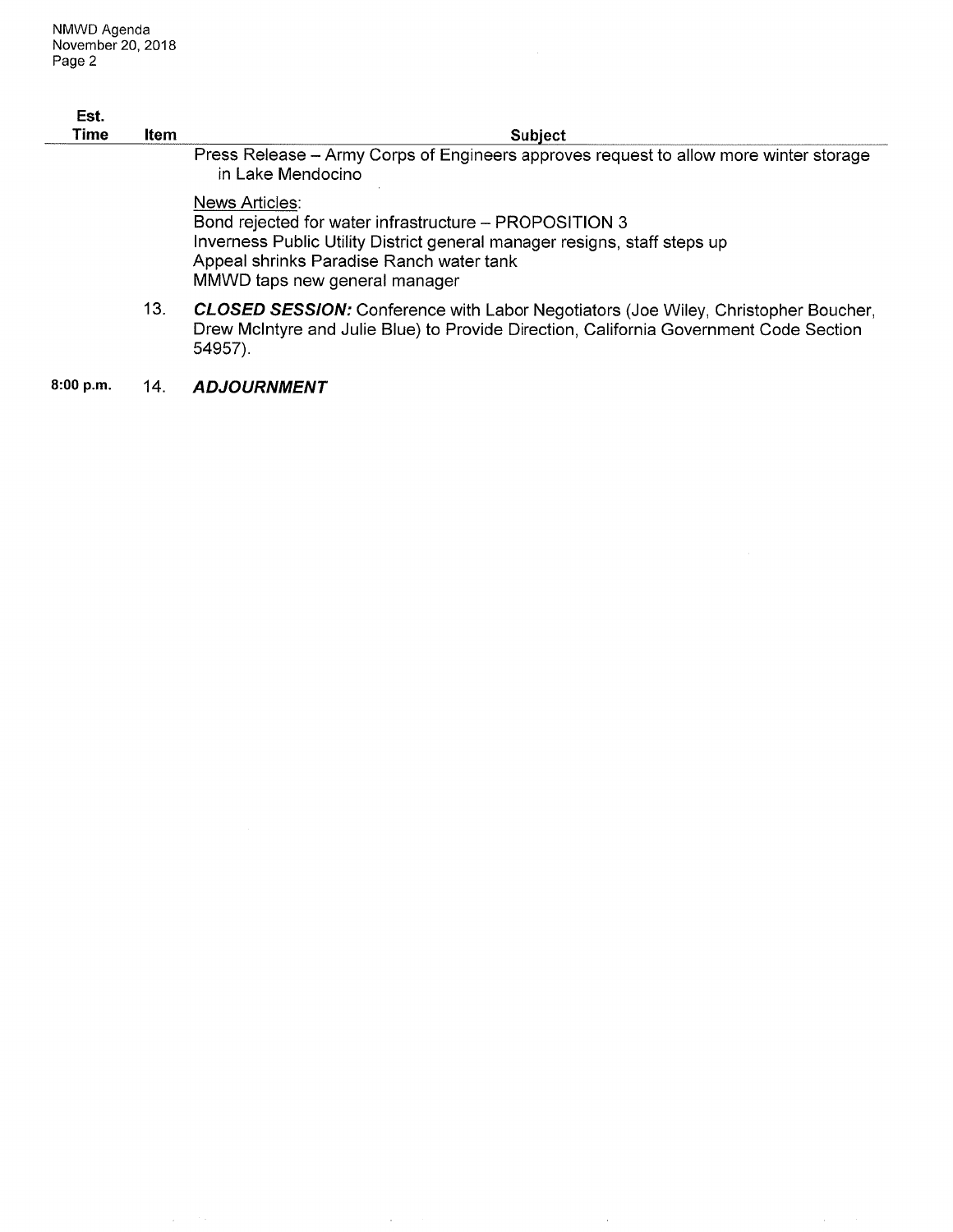| Est. Time | Item | Subject |
|---|---|---|
| | | Press Release – Army Corps of Engineers approves request to allow more winter storage in Lake Mendocino |
| | | News Articles:<br>Bond rejected for water infrastructure – PROPOSITION 3<br>Inverness Public Utility District general manager resigns, staff steps up<br>Appeal shrinks Paradise Ranch water tank<br>MMWD taps new general manager |
| | 13. | ***CLOSED SESSION:*** Conference with Labor Negotiators (Joe Wiley, Christopher Boucher, Drew McIntyre and Julie Blue) to Provide Direction, California Government Code Section 54957). |
| 8:00 p.m. | 14. | ***ADJOURNMENT*** |